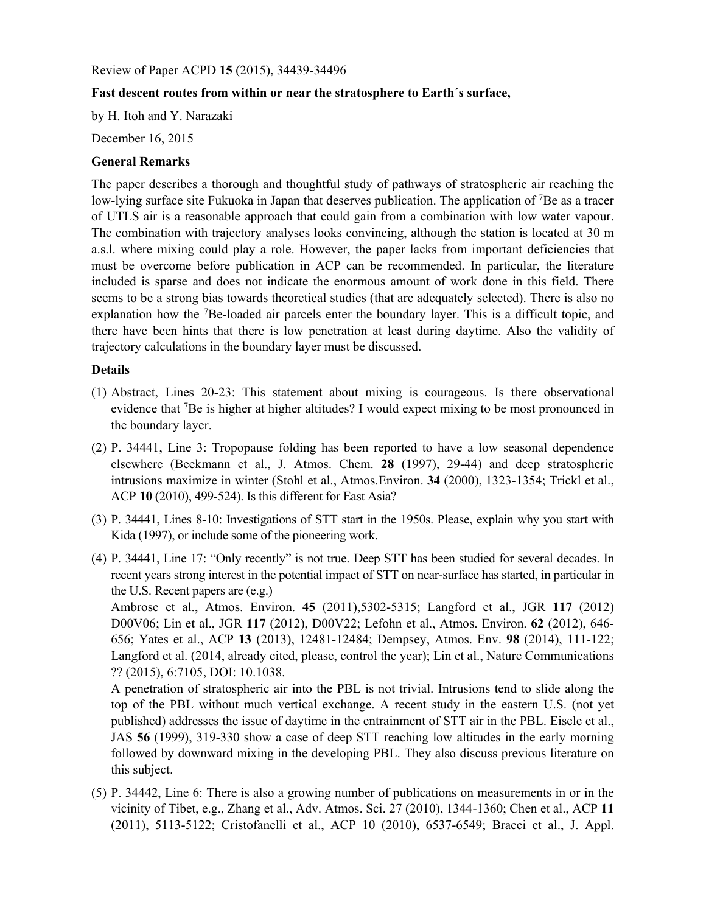Review of Paper ACPD **15** (2015), 34439-34496

**Fast descent routes from within or near the stratosphere to Earth´s surface,**

by H. Itoh and Y. Narazaki

December 16, 2015

## General Remarks

The paper describes a thorough and thoughtful study of pathways of stratospheric air reaching the low-lying surface site Fukuoka in Japan that deserves publication. The application of $^{7}$Be as a tracer of UTLS air is a reasonable approach that could gain from a combination with low water vapour. The combination with trajectory analyses looks convincing, although the station is located at 30 m a.s.l. where mixing could play a role. However, the paper lacks from important deficiencies that must be overcome before publication in ACP can be recommended. In particular, the literature included is sparse and does not indicate the enormous amount of work done in this field. There seems to be a strong bias towards theoretical studies (that are adequately selected). There is also no explanation how the $^{7}$Be-loaded air parcels enter the boundary layer. This is a difficult topic, and there have been hints that there is low penetration at least during daytime. Also the validity of trajectory calculations in the boundary layer must be discussed.

## Details

(1) Abstract, Lines 20-23: This statement about mixing is courageous. Is there observational evidence that $^{7}$Be is higher at higher altitudes? I would expect mixing to be most pronounced in the boundary layer.

(2) P. 34441, Line 3: Tropopause folding has been reported to have a low seasonal dependence elsewhere (Beekmann et al., J. Atmos. Chem. **28** (1997), 29-44) and deep stratospheric intrusions maximize in winter (Stohl et al., Atmos.Environ. **34** (2000), 1323-1354; Trickl et al., ACP **10** (2010), 499-524). Is this different for East Asia?

(3) P. 34441, Lines 8-10: Investigations of STT start in the 1950s. Please, explain why you start with Kida (1997), or include some of the pioneering work.

(4) P. 34441, Line 17: "Only recently" is not true. Deep STT has been studied for several decades. In recent years strong interest in the potential impact of STT on near-surface has started, in particular in the U.S. Recent papers are (e.g.)
Ambrose et al., Atmos. Environ. **45** (2011),5302-5315; Langford et al., JGR **117** (2012) D00V06; Lin et al., JGR **117** (2012), D00V22; Lefohn et al., Atmos. Environ. **62** (2012), 646-656; Yates et al., ACP **13** (2013), 12481-12484; Dempsey, Atmos. Env. **98** (2014), 111-122; Langford et al. (2014, already cited, please, control the year); Lin et al., Nature Communications ?? (2015), 6:7105, DOI: 10.1038.
A penetration of stratospheric air into the PBL is not trivial. Intrusions tend to slide along the top of the PBL without much vertical exchange. A recent study in the eastern U.S. (not yet published) addresses the issue of daytime in the entrainment of STT air in the PBL. Eisele et al., JAS **56** (1999), 319-330 show a case of deep STT reaching low altitudes in the early morning followed by downward mixing in the developing PBL. They also discuss previous literature on this subject.

(5) P. 34442, Line 6: There is also a growing number of publications on measurements in or in the vicinity of Tibet, e.g., Zhang et al., Adv. Atmos. Sci. 27 (2010), 1344-1360; Chen et al., ACP **11** (2011), 5113-5122; Cristofanelli et al., ACP 10 (2010), 6537-6549; Bracci et al., J. Appl.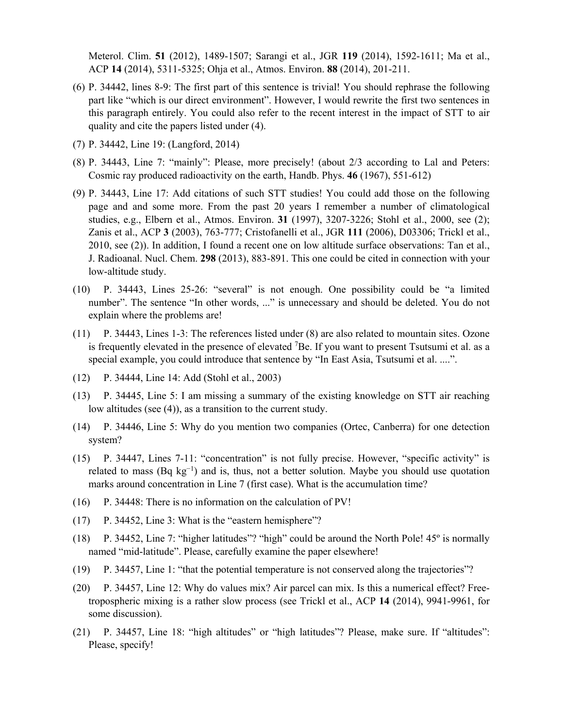Meterol. Clim. **51** (2012), 1489-1507; Sarangi et al., JGR **119** (2014), 1592-1611; Ma et al., ACP **14** (2014), 5311-5325; Ohja et al., Atmos. Environ. **88** (2014), 201-211.

(6) P. 34442, lines 8-9: The first part of this sentence is trivial! You should rephrase the following part like "which is our direct environment". However, I would rewrite the first two sentences in this paragraph entirely. You could also refer to the recent interest in the impact of STT to air quality and cite the papers listed under (4).

(7) P. 34442, Line 19: (Langford, 2014)

(8) P. 34443, Line 7: "mainly": Please, more precisely! (about 2/3 according to Lal and Peters: Cosmic ray produced radioactivity on the earth, Handb. Phys. **46** (1967), 551-612)

(9) P. 34443, Line 17: Add citations of such STT studies! You could add those on the following page and and some more. From the past 20 years I remember a number of climatological studies, e.g., Elbern et al., Atmos. Environ. **31** (1997), 3207-3226; Stohl et al., 2000, see (2); Zanis et al., ACP **3** (2003), 763-777; Cristofanelli et al., JGR **111** (2006), D03306; Trickl et al., 2010, see (2)). In addition, I found a recent one on low altitude surface observations: Tan et al., J. Radioanal. Nucl. Chem. **298** (2013), 883-891. This one could be cited in connection with your low-altitude study.

(10) P. 34443, Lines 25-26: "several" is not enough. One possibility could be "a limited number". The sentence "In other words, ..." is unnecessary and should be deleted. You do not explain where the problems are!

(11) P. 34443, Lines 1-3: The references listed under (8) are also related to mountain sites. Ozone is frequently elevated in the presence of elevated $^{7}$Be. If you want to present Tsutsumi et al. as a special example, you could introduce that sentence by "In East Asia, Tsutsumi et al. ....".

(12) P. 34444, Line 14: Add (Stohl et al., 2003)

(13) P. 34445, Line 5: I am missing a summary of the existing knowledge on STT air reaching low altitudes (see (4)), as a transition to the current study.

(14) P. 34446, Line 5: Why do you mention two companies (Ortec, Canberra) for one detection system?

(15) P. 34447, Lines 7-11: "concentration" is not fully precise. However, "specific activity" is related to mass (Bq $kg^{-1}$) and is, thus, not a better solution. Maybe you should use quotation marks around concentration in Line 7 (first case). What is the accumulation time?

(16) P. 34448: There is no information on the calculation of PV!

(17) P. 34452, Line 3: What is the "eastern hemisphere"?

(18) P. 34452, Line 7: "higher latitudes"? "high" could be around the North Pole! 45º is normally named "mid-latitude". Please, carefully examine the paper elsewhere!

(19) P. 34457, Line 1: "that the potential temperature is not conserved along the trajectories"?

(20) P. 34457, Line 12: Why do values mix? Air parcel can mix. Is this a numerical effect? Free-tropospheric mixing is a rather slow process (see Trickl et al., ACP **14** (2014), 9941-9961, for some discussion).

(21) P. 34457, Line 18: "high altitudes" or "high latitudes"? Please, make sure. If "altitudes": Please, specify!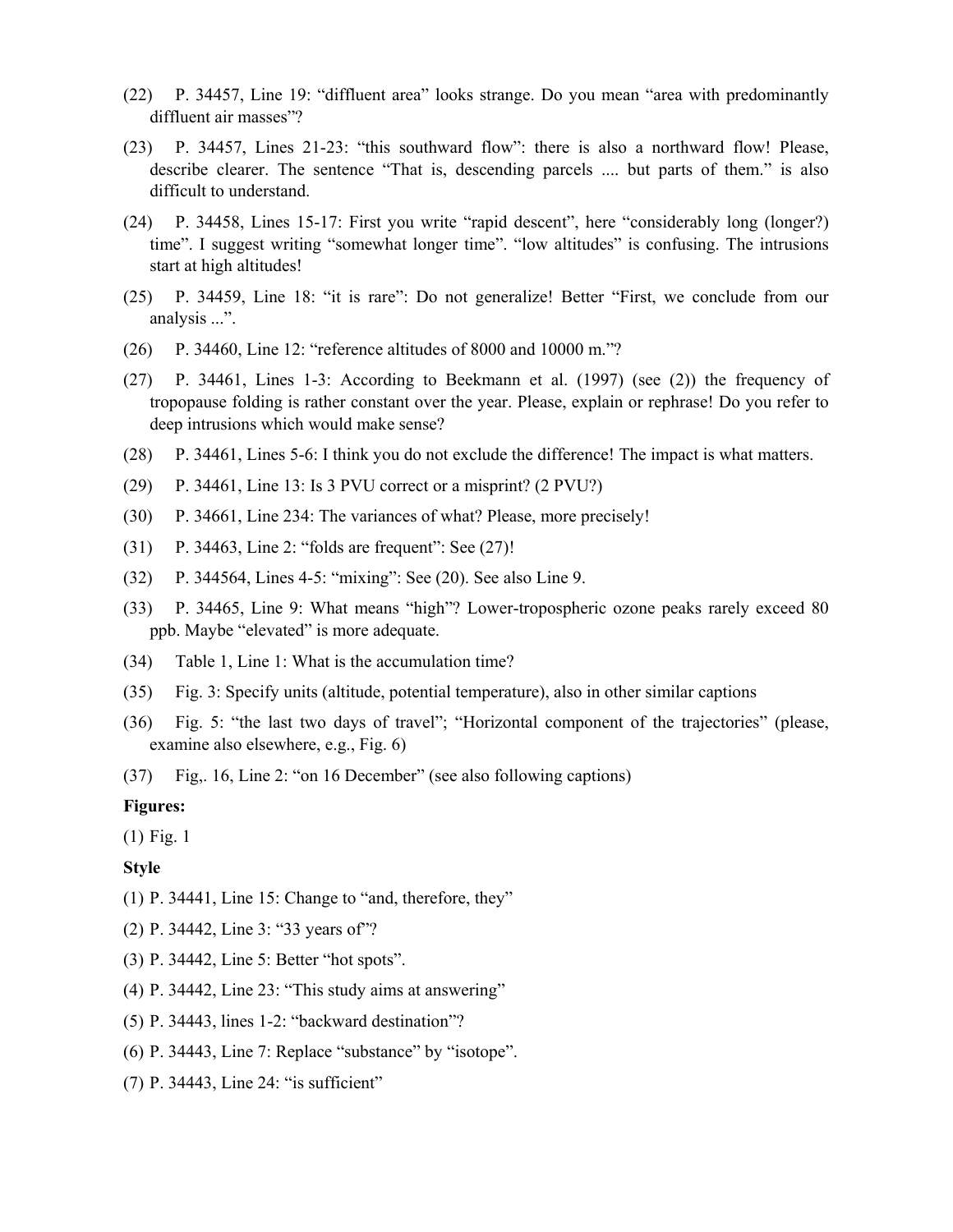(22) P. 34457, Line 19: "diffluent area" looks strange. Do you mean "area with predominantly diffluent air masses"?

(23) P. 34457, Lines 21-23: "this southward flow": there is also a northward flow! Please, describe clearer. The sentence "That is, descending parcels .... but parts of them." is also difficult to understand.

(24) P. 34458, Lines 15-17: First you write "rapid descent", here "considerably long (longer?) time". I suggest writing "somewhat longer time". "low altitudes" is confusing. The intrusions start at high altitudes!

(25) P. 34459, Line 18: "it is rare": Do not generalize! Better "First, we conclude from our analysis ...".

(26) P. 34460, Line 12: "reference altitudes of 8000 and 10000 m."?

(27) P. 34461, Lines 1-3: According to Beekmann et al. (1997) (see (2)) the frequency of tropopause folding is rather constant over the year. Please, explain or rephrase! Do you refer to deep intrusions which would make sense?

(28) P. 34461, Lines 5-6: I think you do not exclude the difference! The impact is what matters.

(29) P. 34461, Line 13: Is 3 PVU correct or a misprint? (2 PVU?)

(30) P. 34661, Line 234: The variances of what? Please, more precisely!

(31) P. 34463, Line 2: "folds are frequent": See (27)!

(32) P. 344564, Lines 4-5: "mixing": See (20). See also Line 9.

(33) P. 34465, Line 9: What means "high"? Lower-tropospheric ozone peaks rarely exceed 80 ppb. Maybe "elevated" is more adequate.

(34) Table 1, Line 1: What is the accumulation time?

(35) Fig. 3: Specify units (altitude, potential temperature), also in other similar captions

(36) Fig. 5: "the last two days of travel"; "Horizontal component of the trajectories" (please, examine also elsewhere, e.g., Fig. 6)

(37) Fig,. 16, Line 2: "on 16 December" (see also following captions)

**Figures:**

(1) Fig. 1

**Style**

(1) P. 34441, Line 15: Change to "and, therefore, they"

(2) P. 34442, Line 3: "33 years of"?

(3) P. 34442, Line 5: Better "hot spots".

(4) P. 34442, Line 23: "This study aims at answering"

(5) P. 34443, lines 1-2: "backward destination"?

(6) P. 34443, Line 7: Replace "substance" by "isotope".

(7) P. 34443, Line 24: "is sufficient"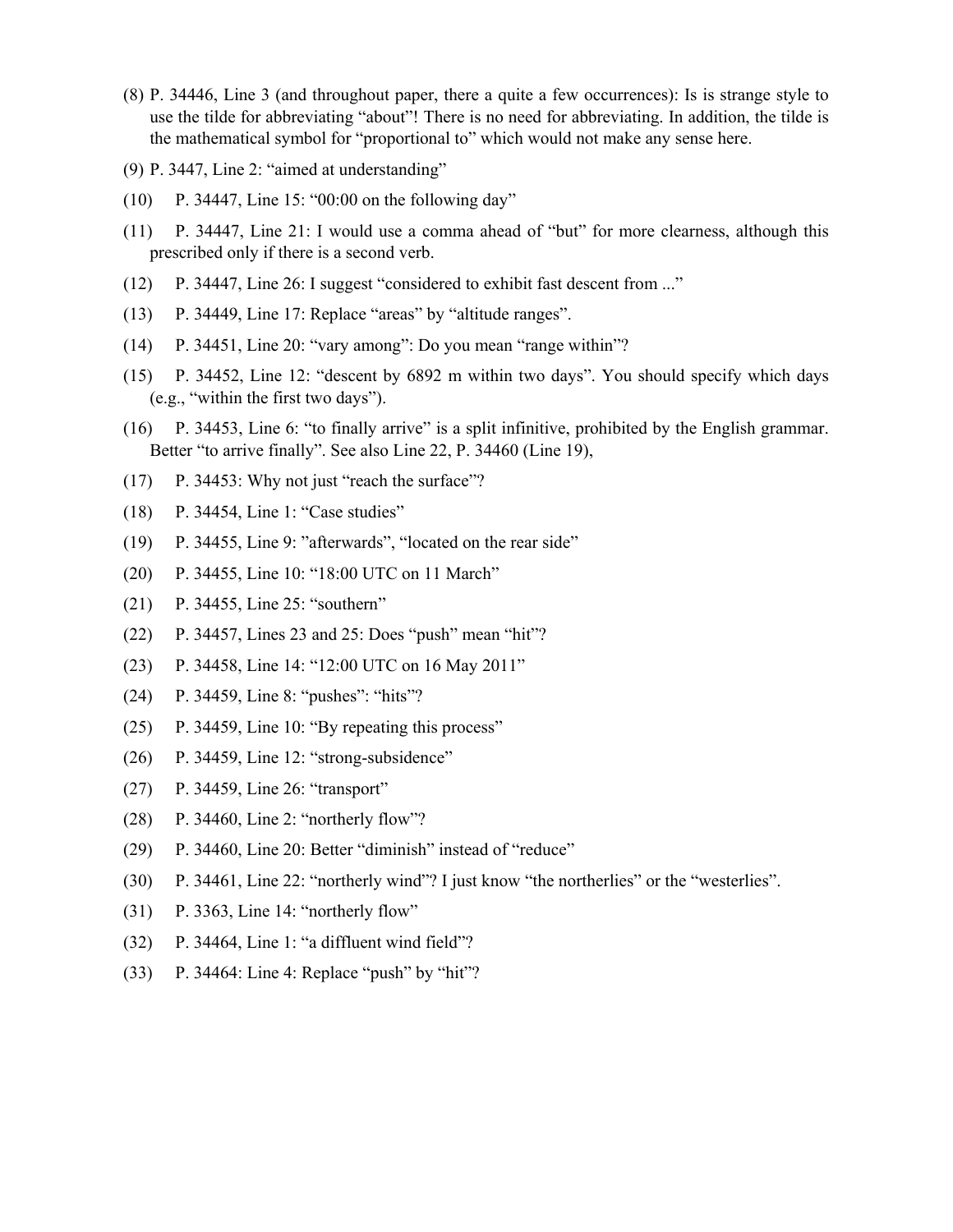(8) P. 34446, Line 3 (and throughout paper, there a quite a few occurrences): Is is strange style to use the tilde for abbreviating "about"! There is no need for abbreviating. In addition, the tilde is the mathematical symbol for "proportional to" which would not make any sense here.

(9) P. 3447, Line 2: "aimed at understanding"

(10) P. 34447, Line 15: "00:00 on the following day"

(11) P. 34447, Line 21: I would use a comma ahead of "but" for more clearness, although this prescribed only if there is a second verb.

(12) P. 34447, Line 26: I suggest "considered to exhibit fast descent from ..."

(13) P. 34449, Line 17: Replace "areas" by "altitude ranges".

(14) P. 34451, Line 20: "vary among": Do you mean "range within"?

(15) P. 34452, Line 12: "descent by 6892 m within two days". You should specify which days (e.g., "within the first two days").

(16) P. 34453, Line 6: "to finally arrive" is a split infinitive, prohibited by the English grammar. Better "to arrive finally". See also Line 22, P. 34460 (Line 19),

(17) P. 34453: Why not just "reach the surface"?

(18) P. 34454, Line 1: "Case studies"

(19) P. 34455, Line 9: "afterwards", "located on the rear side"

(20) P. 34455, Line 10: "18:00 UTC on 11 March"

(21) P. 34455, Line 25: "southern"

(22) P. 34457, Lines 23 and 25: Does "push" mean "hit"?

(23) P. 34458, Line 14: "12:00 UTC on 16 May 2011"

(24) P. 34459, Line 8: "pushes": "hits"?

(25) P. 34459, Line 10: "By repeating this process"

(26) P. 34459, Line 12: "strong-subsidence"

(27) P. 34459, Line 26: "transport"

(28) P. 34460, Line 2: "northerly flow"?

(29) P. 34460, Line 20: Better "diminish" instead of "reduce"

(30) P. 34461, Line 22: "northerly wind"? I just know "the northerlies" or the "westerlies".

(31) P. 3363, Line 14: "northerly flow"

(32) P. 34464, Line 1: "a diffluent wind field"?

(33) P. 34464: Line 4: Replace "push" by "hit"?